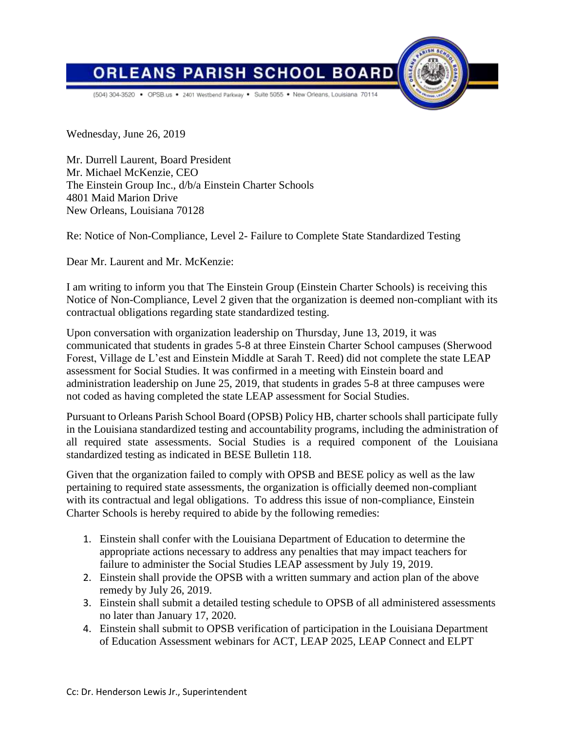# ORLEANS PARISH SCHOOL BOARD

(504) 304-3520 • OPSB.us • 2401 Westbend Parkway • Suite 5055 • New Orleans, Louisiana 70114

Wednesday, June 26, 2019

Mr. Durrell Laurent, Board President
Mr. Michael McKenzie, CEO
The Einstein Group Inc., d/b/a Einstein Charter Schools
4801 Maid Marion Drive
New Orleans, Louisiana 70128

Re: Notice of Non-Compliance, Level 2- Failure to Complete State Standardized Testing

Dear Mr. Laurent and Mr. McKenzie:

I am writing to inform you that The Einstein Group (Einstein Charter Schools) is receiving this Notice of Non-Compliance, Level 2 given that the organization is deemed non-compliant with its contractual obligations regarding state standardized testing.

Upon conversation with organization leadership on Thursday, June 13, 2019, it was communicated that students in grades 5-8 at three Einstein Charter School campuses (Sherwood Forest, Village de L'est and Einstein Middle at Sarah T. Reed) did not complete the state LEAP assessment for Social Studies. It was confirmed in a meeting with Einstein board and administration leadership on June 25, 2019, that students in grades 5-8 at three campuses were not coded as having completed the state LEAP assessment for Social Studies.

Pursuant to Orleans Parish School Board (OPSB) Policy HB, charter schools shall participate fully in the Louisiana standardized testing and accountability programs, including the administration of all required state assessments. Social Studies is a required component of the Louisiana standardized testing as indicated in BESE Bulletin 118.

Given that the organization failed to comply with OPSB and BESE policy as well as the law pertaining to required state assessments, the organization is officially deemed non-compliant with its contractual and legal obligations. To address this issue of non-compliance, Einstein Charter Schools is hereby required to abide by the following remedies:

1. Einstein shall confer with the Louisiana Department of Education to determine the appropriate actions necessary to address any penalties that may impact teachers for failure to administer the Social Studies LEAP assessment by July 19, 2019.
2. Einstein shall provide the OPSB with a written summary and action plan of the above remedy by July 26, 2019.
3. Einstein shall submit a detailed testing schedule to OPSB of all administered assessments no later than January 17, 2020.
4. Einstein shall submit to OPSB verification of participation in the Louisiana Department of Education Assessment webinars for ACT, LEAP 2025, LEAP Connect and ELPT

Cc: Dr. Henderson Lewis Jr., Superintendent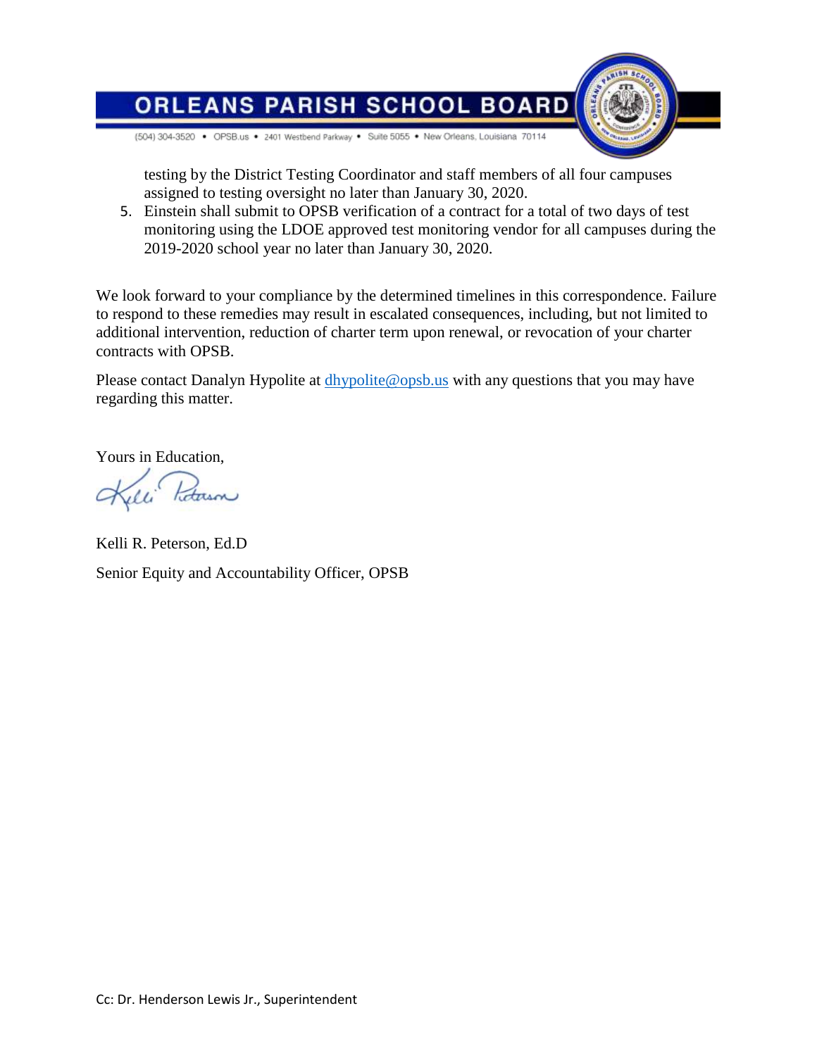testing by the District Testing Coordinator and staff members of all four campuses assigned to testing oversight no later than January 30, 2020.

5. Einstein shall submit to OPSB verification of a contract for a total of two days of test monitoring using the LDOE approved test monitoring vendor for all campuses during the 2019-2020 school year no later than January 30, 2020.

We look forward to your compliance by the determined timelines in this correspondence. Failure to respond to these remedies may result in escalated consequences, including, but not limited to additional intervention, reduction of charter term upon renewal, or revocation of your charter contracts with OPSB.

Please contact Danalyn Hypolite at dhypolite@opsb.us with any questions that you may have regarding this matter.

Yours in Education,

Kelli R. Peterson, Ed.D

Senior Equity and Accountability Officer, OPSB

Cc: Dr. Henderson Lewis Jr., Superintendent